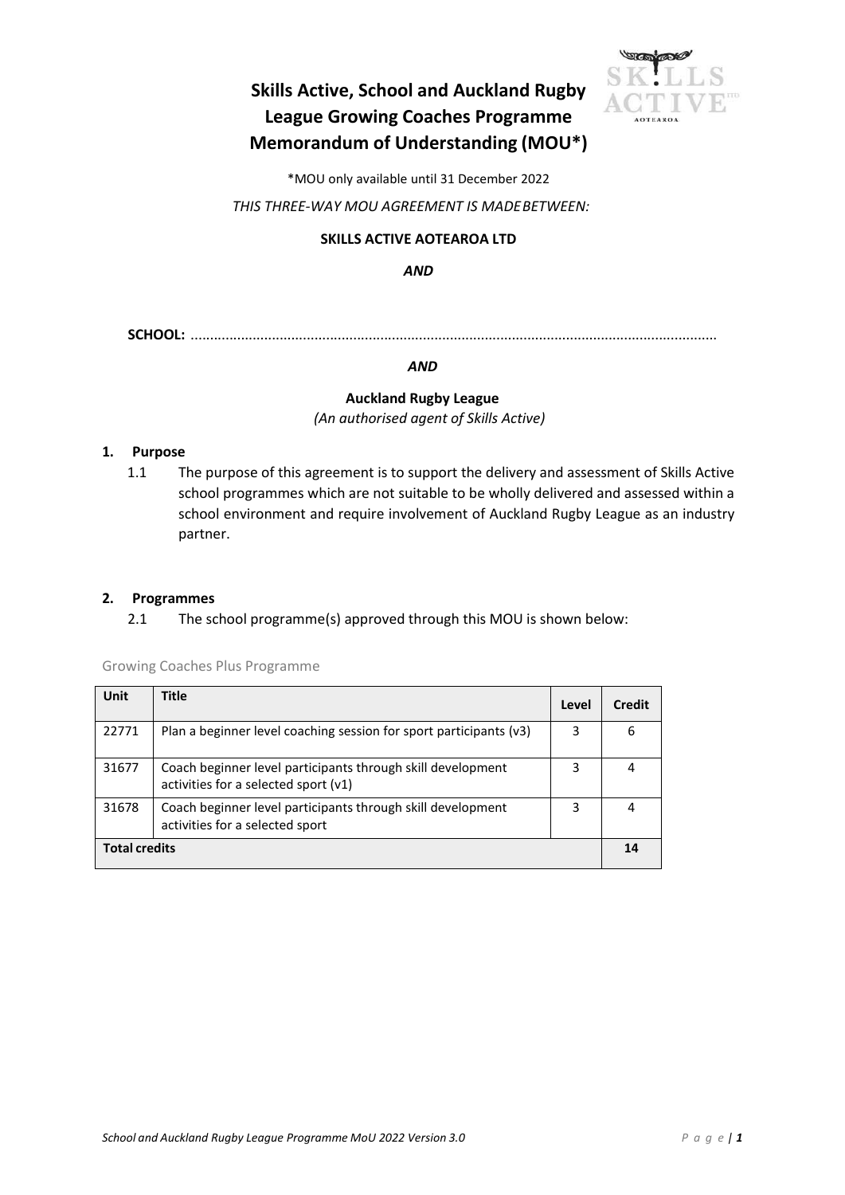# Skills Active, School and Auckland Rugby League Growing Coaches Programme Memorandum of Understanding (MOU*)

*MOU only available until 31 December 2022

*THIS THREE-WAY MOU AGREEMENT IS MADE BETWEEN:*

**SKILLS ACTIVE AOTEAROA LTD**

***AND***

**SCHOOL:** ......................................................................................................................................

***AND***

**Auckland Rugby League**
*(An authorised agent of Skills Active)*

## 1. Purpose

1.1 The purpose of this agreement is to support the delivery and assessment of Skills Active school programmes which are not suitable to be wholly delivered and assessed within a school environment and require involvement of Auckland Rugby League as an industry partner.

## 2. Programmes

2.1 The school programme(s) approved through this MOU is shown below:

Growing Coaches Plus Programme

| Unit | Title | Level | Credit |
|---|---|---|---|
| 22771 | Plan a beginner level coaching session for sport participants (v3) | 3 | 6 |
| 31677 | Coach beginner level participants through skill development activities for a selected sport (v1) | 3 | 4 |
| 31678 | Coach beginner level participants through skill development activities for a selected sport | 3 | 4 |
| **Total credits** | | | **14** |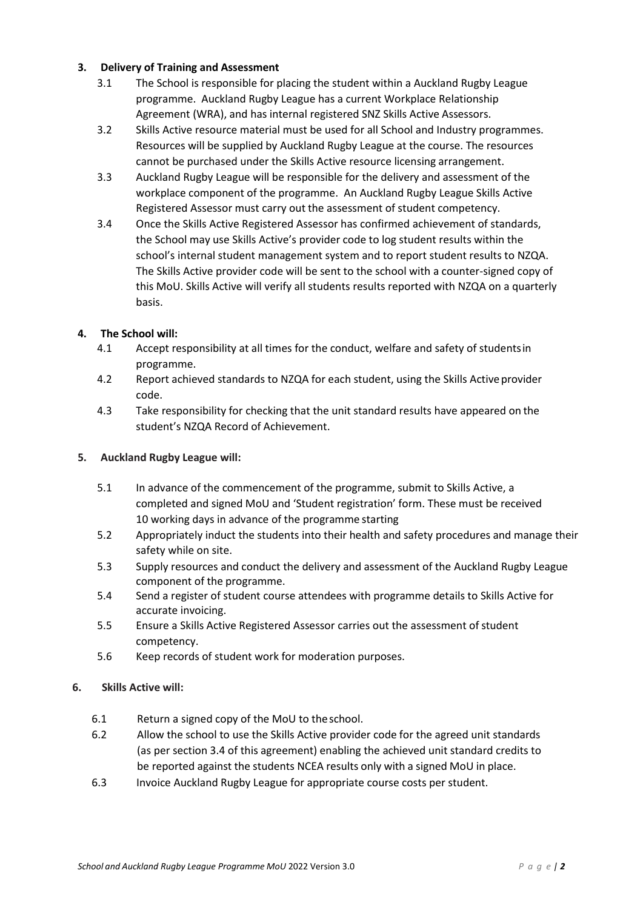## 3. Delivery of Training and Assessment

3.1 The School is responsible for placing the student within a Auckland Rugby League programme. Auckland Rugby League has a current Workplace Relationship Agreement (WRA), and has internal registered SNZ Skills Active Assessors.

3.2 Skills Active resource material must be used for all School and Industry programmes. Resources will be supplied by Auckland Rugby League at the course. The resources cannot be purchased under the Skills Active resource licensing arrangement.

3.3 Auckland Rugby League will be responsible for the delivery and assessment of the workplace component of the programme. An Auckland Rugby League Skills Active Registered Assessor must carry out the assessment of student competency.

3.4 Once the Skills Active Registered Assessor has confirmed achievement of standards, the School may use Skills Active's provider code to log student results within the school's internal student management system and to report student results to NZQA. The Skills Active provider code will be sent to the school with a counter-signed copy of this MoU. Skills Active will verify all students results reported with NZQA on a quarterly basis.

## 4. The School will:

4.1 Accept responsibility at all times for the conduct, welfare and safety of students in programme.

4.2 Report achieved standards to NZQA for each student, using the Skills Active provider code.

4.3 Take responsibility for checking that the unit standard results have appeared on the student's NZQA Record of Achievement.

## 5. Auckland Rugby League will:

5.1 In advance of the commencement of the programme, submit to Skills Active, a completed and signed MoU and 'Student registration' form. These must be received 10 working days in advance of the programme starting

5.2 Appropriately induct the students into their health and safety procedures and manage their safety while on site.

5.3 Supply resources and conduct the delivery and assessment of the Auckland Rugby League component of the programme.

5.4 Send a register of student course attendees with programme details to Skills Active for accurate invoicing.

5.5 Ensure a Skills Active Registered Assessor carries out the assessment of student competency.

5.6 Keep records of student work for moderation purposes.

## 6. Skills Active will:

6.1 Return a signed copy of the MoU to the school.

6.2 Allow the school to use the Skills Active provider code for the agreed unit standards (as per section 3.4 of this agreement) enabling the achieved unit standard credits to be reported against the students NCEA results only with a signed MoU in place.

6.3 Invoice Auckland Rugby League for appropriate course costs per student.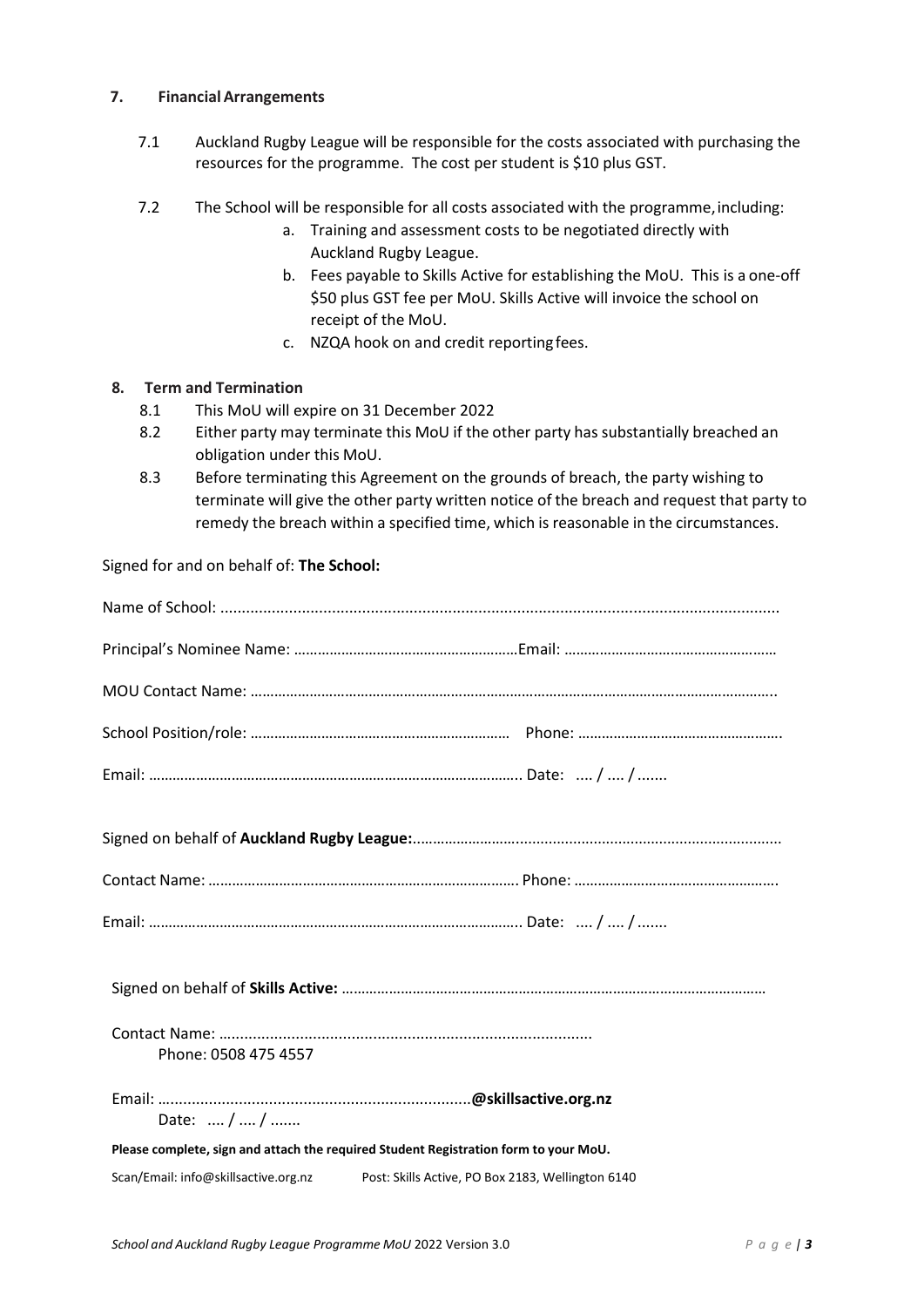## 7. Financial Arrangements

7.1 Auckland Rugby League will be responsible for the costs associated with purchasing the resources for the programme. The cost per student is $10 plus GST.

7.2 The School will be responsible for all costs associated with the programme, including:

a. Training and assessment costs to be negotiated directly with Auckland Rugby League.
b. Fees payable to Skills Active for establishing the MoU. This is a one-off $50 plus GST fee per MoU. Skills Active will invoice the school on receipt of the MoU.
c. NZQA hook on and credit reporting fees.

## 8. Term and Termination

8.1 This MoU will expire on 31 December 2022

8.2 Either party may terminate this MoU if the other party has substantially breached an obligation under this MoU.

8.3 Before terminating this Agreement on the grounds of breach, the party wishing to terminate will give the other party written notice of the breach and request that party to remedy the breach within a specified time, which is reasonable in the circumstances.

Signed for and on behalf of: **The School:**

Name of School: ..................................................................................................................

Principal's Nominee Name: ……………………………………………… Email: ……………………………………………

MOU Contact Name: ……………………………………………………………………………………………………………..

School Position/role: ………………………………………………………… Phone: …………………………………………….

Email: ………………………………………………………………………………….. Date: .... / .... / .......

Signed on behalf of **Auckland Rugby League:**..........................................................................................

Contact Name: ……………………………………………………………………. Phone: …………………………………………….

Email: ………………………………………………………………………………….. Date: .... / .... / .......

Signed on behalf of **Skills Active:** ……………………………………………………………………………………………

Contact Name: ……..............................................................................
Phone: 0508 475 4557

Email: ……..................................................................**@skillsactive.org.nz**
Date: .... / .... / .......

**Please complete, sign and attach the required Student Registration form to your MoU.**

Scan/Email: info@skillsactive.org.nz    Post: Skills Active, PO Box 2183, Wellington 6140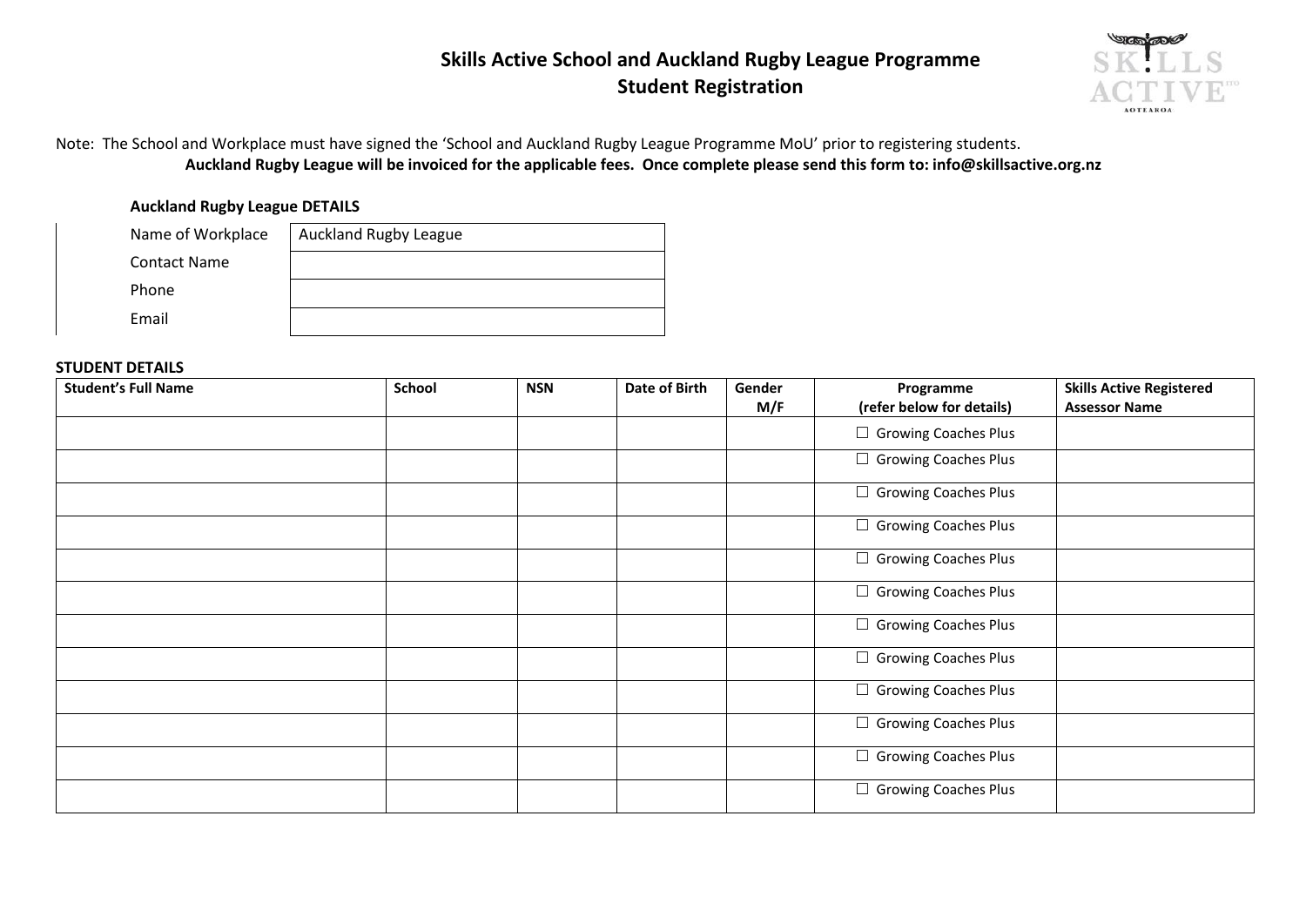# Skills Active School and Auckland Rugby League Programme
## Student Registration

Note: The School and Workplace must have signed the 'School and Auckland Rugby League Programme MoU' prior to registering students.

**Auckland Rugby League will be invoiced for the applicable fees. Once complete please send this form to: info@skillsactive.org.nz**

**Auckland Rugby League DETAILS**

| | |
|---|---|
| Name of Workplace | Auckland Rugby League |
| Contact Name | |
| Phone | |
| Email | |

**STUDENT DETAILS**

| Student's Full Name | School | NSN | Date of Birth | Gender M/F | Programme (refer below for details) | Skills Active Registered Assessor Name |
|---|---|---|---|---|---|---|
| | | | | | ☐ Growing Coaches Plus | |
| | | | | | ☐ Growing Coaches Plus | |
| | | | | | ☐ Growing Coaches Plus | |
| | | | | | ☐ Growing Coaches Plus | |
| | | | | | ☐ Growing Coaches Plus | |
| | | | | | ☐ Growing Coaches Plus | |
| | | | | | ☐ Growing Coaches Plus | |
| | | | | | ☐ Growing Coaches Plus | |
| | | | | | ☐ Growing Coaches Plus | |
| | | | | | ☐ Growing Coaches Plus | |
| | | | | | ☐ Growing Coaches Plus | |
| | | | | | ☐ Growing Coaches Plus | |